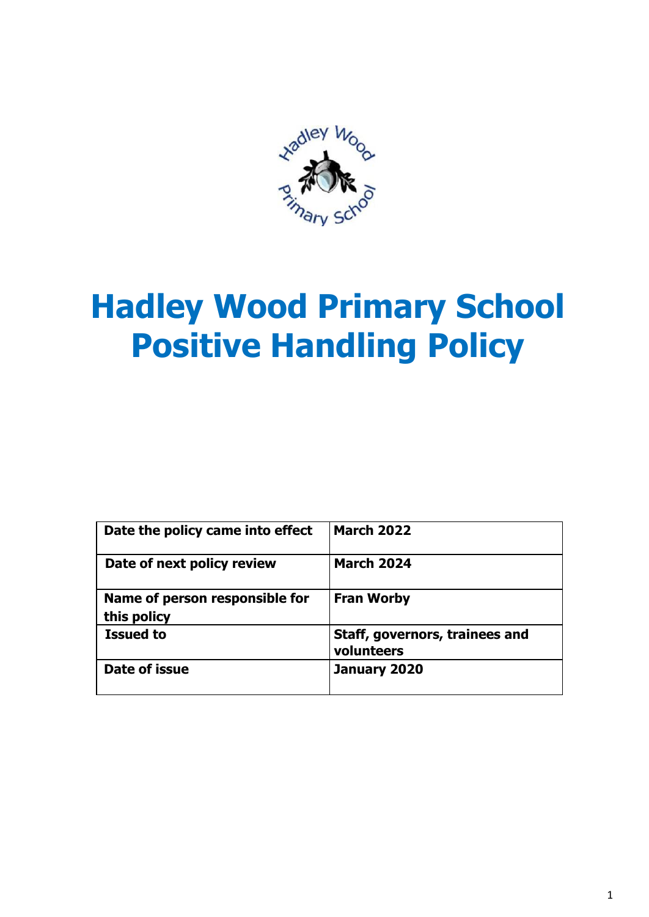# Hadley Wood Primary School Positive Handling Policy

| Date the policy came into effect | March 2022 |
|---|---|
| Date of next policy review | March 2024 |
| Name of person responsible for this policy | Fran Worby |
| Issued to | Staff, governors, trainees and volunteers |
| Date of issue | January 2020 |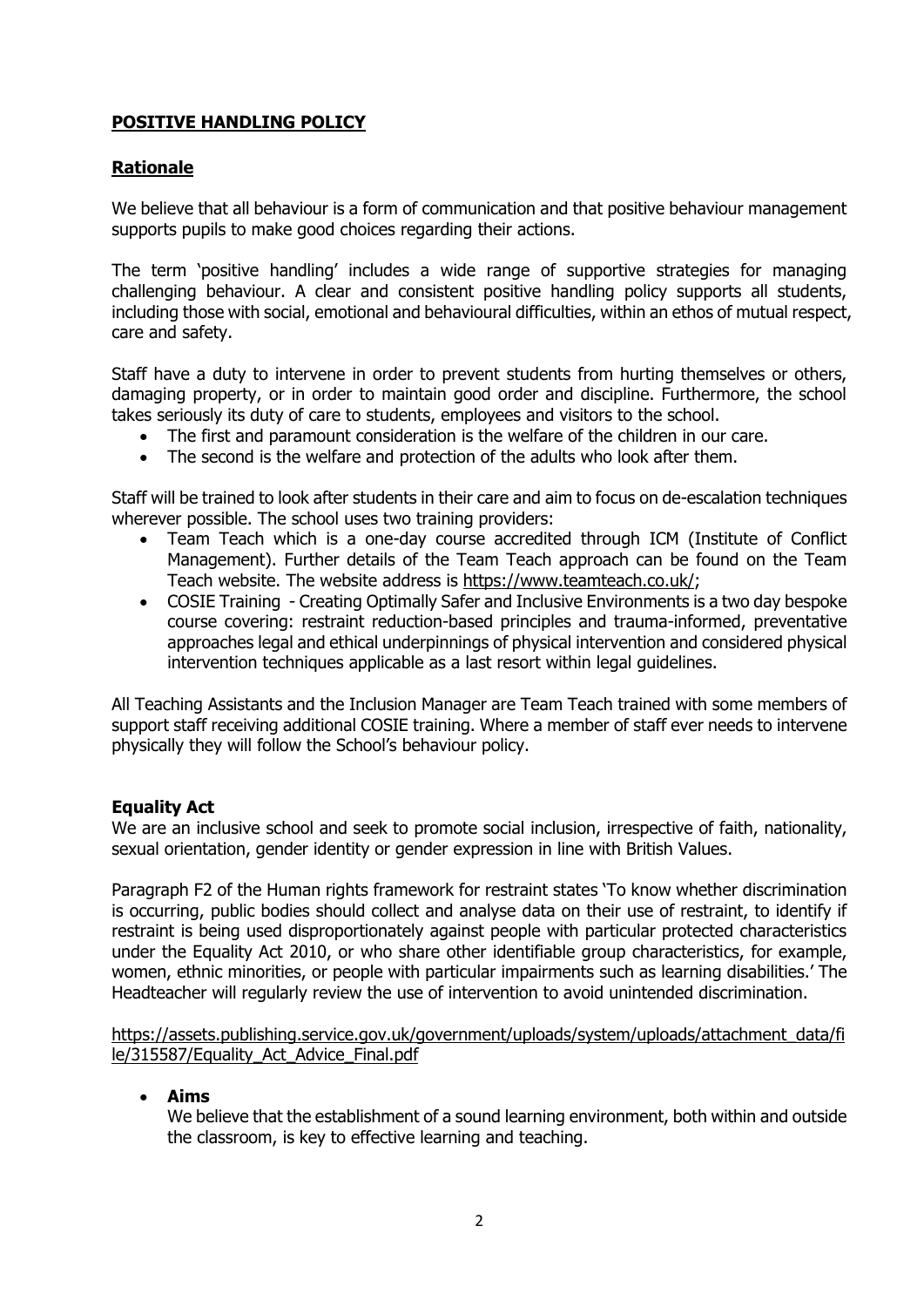## **POSITIVE HANDLING POLICY**

## **Rationale**

We believe that all behaviour is a form of communication and that positive behaviour management supports pupils to make good choices regarding their actions.

The term 'positive handling' includes a wide range of supportive strategies for managing challenging behaviour. A clear and consistent positive handling policy supports all students, including those with social, emotional and behavioural difficulties, within an ethos of mutual respect, care and safety.

Staff have a duty to intervene in order to prevent students from hurting themselves or others, damaging property, or in order to maintain good order and discipline. Furthermore, the school takes seriously its duty of care to students, employees and visitors to the school.

- The first and paramount consideration is the welfare of the children in our care.
- The second is the welfare and protection of the adults who look after them.

Staff will be trained to look after students in their care and aim to focus on de-escalation techniques wherever possible. The school uses two training providers:

- Team Teach which is a one-day course accredited through ICM (Institute of Conflict Management). Further details of the Team Teach approach can be found on the Team Teach website. The website address is https://www.teamteach.co.uk/;
- COSIE Training - Creating Optimally Safer and Inclusive Environments is a two day bespoke course covering: restraint reduction-based principles and trauma-informed, preventative approaches legal and ethical underpinnings of physical intervention and considered physical intervention techniques applicable as a last resort within legal guidelines.

All Teaching Assistants and the Inclusion Manager are Team Teach trained with some members of support staff receiving additional COSIE training. Where a member of staff ever needs to intervene physically they will follow the School's behaviour policy.

### **Equality Act**

We are an inclusive school and seek to promote social inclusion, irrespective of faith, nationality, sexual orientation, gender identity or gender expression in line with British Values.

Paragraph F2 of the Human rights framework for restraint states 'To know whether discrimination is occurring, public bodies should collect and analyse data on their use of restraint, to identify if restraint is being used disproportionately against people with particular protected characteristics under the Equality Act 2010, or who share other identifiable group characteristics, for example, women, ethnic minorities, or people with particular impairments such as learning disabilities.' The Headteacher will regularly review the use of intervention to avoid unintended discrimination.

https://assets.publishing.service.gov.uk/government/uploads/system/uploads/attachment_data/file/315587/Equality_Act_Advice_Final.pdf

- **Aims**

  We believe that the establishment of a sound learning environment, both within and outside the classroom, is key to effective learning and teaching.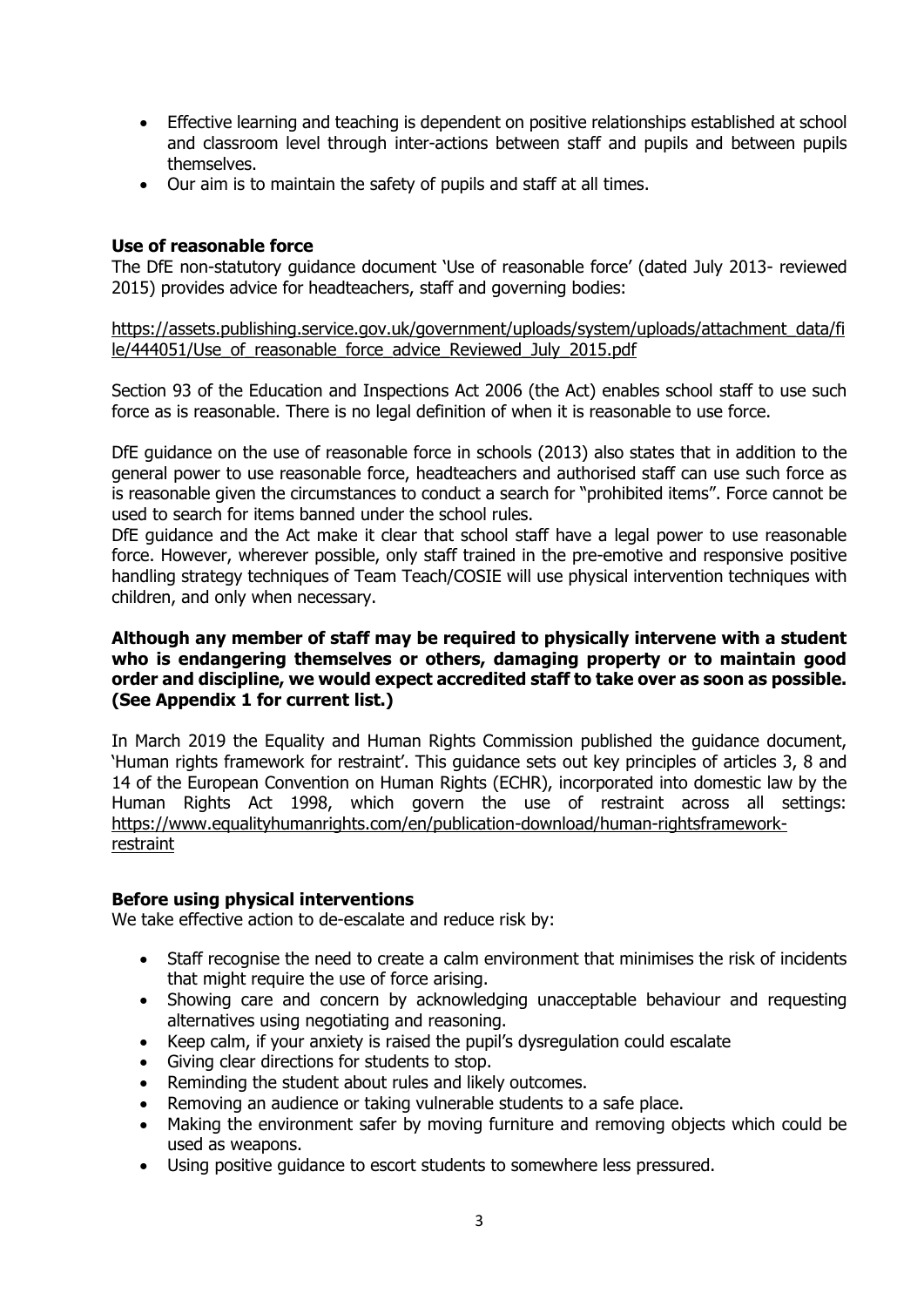- Effective learning and teaching is dependent on positive relationships established at school and classroom level through inter-actions between staff and pupils and between pupils themselves.
- Our aim is to maintain the safety of pupils and staff at all times.

**Use of reasonable force**

The DfE non-statutory guidance document 'Use of reasonable force' (dated July 2013- reviewed 2015) provides advice for headteachers, staff and governing bodies:

https://assets.publishing.service.gov.uk/government/uploads/system/uploads/attachment_data/file/444051/Use_of_reasonable_force_advice_Reviewed_July_2015.pdf

Section 93 of the Education and Inspections Act 2006 (the Act) enables school staff to use such force as is reasonable. There is no legal definition of when it is reasonable to use force.

DfE guidance on the use of reasonable force in schools (2013) also states that in addition to the general power to use reasonable force, headteachers and authorised staff can use such force as is reasonable given the circumstances to conduct a search for "prohibited items". Force cannot be used to search for items banned under the school rules.

DfE guidance and the Act make it clear that school staff have a legal power to use reasonable force. However, wherever possible, only staff trained in the pre-emotive and responsive positive handling strategy techniques of Team Teach/COSIE will use physical intervention techniques with children, and only when necessary.

**Although any member of staff may be required to physically intervene with a student who is endangering themselves or others, damaging property or to maintain good order and discipline, we would expect accredited staff to take over as soon as possible. (See Appendix 1 for current list.)**

In March 2019 the Equality and Human Rights Commission published the guidance document, 'Human rights framework for restraint'. This guidance sets out key principles of articles 3, 8 and 14 of the European Convention on Human Rights (ECHR), incorporated into domestic law by the Human Rights Act 1998, which govern the use of restraint across all settings: https://www.equalityhumanrights.com/en/publication-download/human-rightsframework-restraint

**Before using physical interventions**

We take effective action to de-escalate and reduce risk by:

- Staff recognise the need to create a calm environment that minimises the risk of incidents that might require the use of force arising.
- Showing care and concern by acknowledging unacceptable behaviour and requesting alternatives using negotiating and reasoning.
- Keep calm, if your anxiety is raised the pupil's dysregulation could escalate
- Giving clear directions for students to stop.
- Reminding the student about rules and likely outcomes.
- Removing an audience or taking vulnerable students to a safe place.
- Making the environment safer by moving furniture and removing objects which could be used as weapons.
- Using positive guidance to escort students to somewhere less pressured.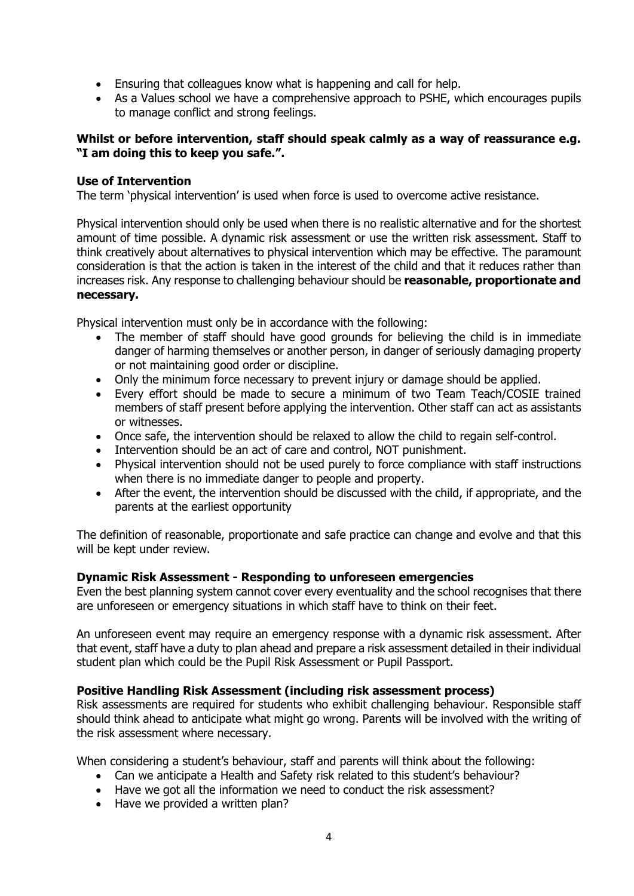- Ensuring that colleagues know what is happening and call for help.
- As a Values school we have a comprehensive approach to PSHE, which encourages pupils to manage conflict and strong feelings.

**Whilst or before intervention, staff should speak calmly as a way of reassurance e.g. "I am doing this to keep you safe.".**

**Use of Intervention**

The term 'physical intervention' is used when force is used to overcome active resistance.

Physical intervention should only be used when there is no realistic alternative and for the shortest amount of time possible. A dynamic risk assessment or use the written risk assessment. Staff to think creatively about alternatives to physical intervention which may be effective. The paramount consideration is that the action is taken in the interest of the child and that it reduces rather than increases risk. Any response to challenging behaviour should be **reasonable, proportionate and necessary.**

Physical intervention must only be in accordance with the following:

- The member of staff should have good grounds for believing the child is in immediate danger of harming themselves or another person, in danger of seriously damaging property or not maintaining good order or discipline.
- Only the minimum force necessary to prevent injury or damage should be applied.
- Every effort should be made to secure a minimum of two Team Teach/COSIE trained members of staff present before applying the intervention. Other staff can act as assistants or witnesses.
- Once safe, the intervention should be relaxed to allow the child to regain self-control.
- Intervention should be an act of care and control, NOT punishment.
- Physical intervention should not be used purely to force compliance with staff instructions when there is no immediate danger to people and property.
- After the event, the intervention should be discussed with the child, if appropriate, and the parents at the earliest opportunity

The definition of reasonable, proportionate and safe practice can change and evolve and that this will be kept under review.

**Dynamic Risk Assessment - Responding to unforeseen emergencies**

Even the best planning system cannot cover every eventuality and the school recognises that there are unforeseen or emergency situations in which staff have to think on their feet.

An unforeseen event may require an emergency response with a dynamic risk assessment. After that event, staff have a duty to plan ahead and prepare a risk assessment detailed in their individual student plan which could be the Pupil Risk Assessment or Pupil Passport.

**Positive Handling Risk Assessment (including risk assessment process)**

Risk assessments are required for students who exhibit challenging behaviour. Responsible staff should think ahead to anticipate what might go wrong. Parents will be involved with the writing of the risk assessment where necessary.

When considering a student's behaviour, staff and parents will think about the following:

- Can we anticipate a Health and Safety risk related to this student's behaviour?
- Have we got all the information we need to conduct the risk assessment?
- Have we provided a written plan?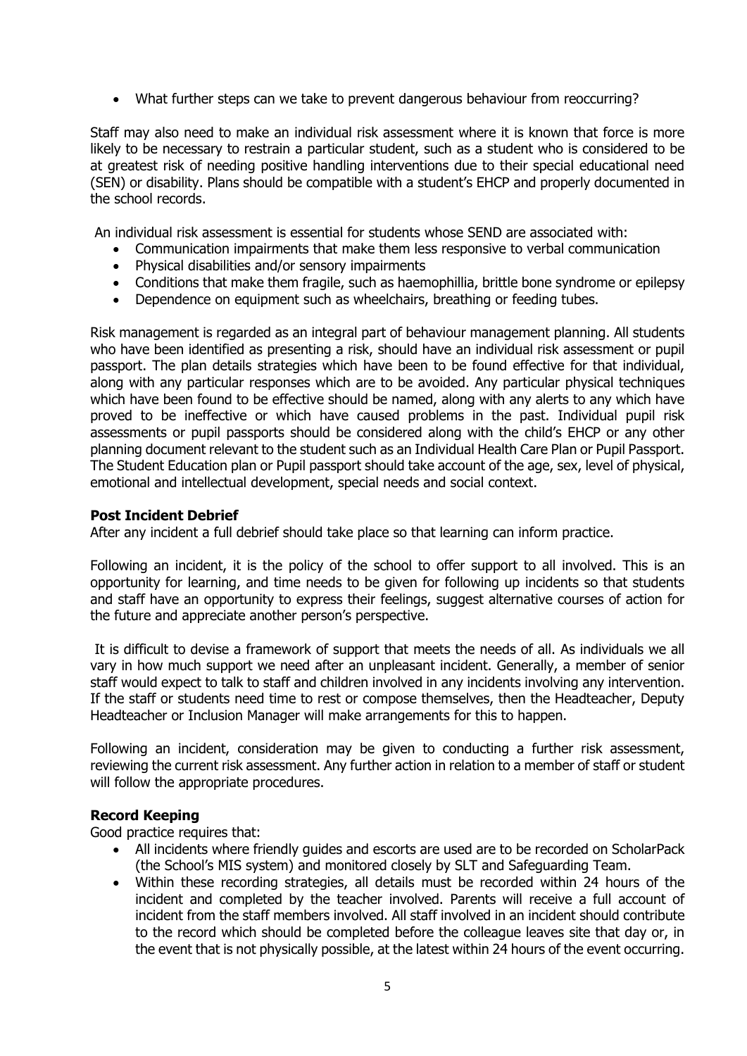- What further steps can we take to prevent dangerous behaviour from reoccurring?

Staff may also need to make an individual risk assessment where it is known that force is more likely to be necessary to restrain a particular student, such as a student who is considered to be at greatest risk of needing positive handling interventions due to their special educational need (SEN) or disability. Plans should be compatible with a student's EHCP and properly documented in the school records.

An individual risk assessment is essential for students whose SEND are associated with:

- Communication impairments that make them less responsive to verbal communication
- Physical disabilities and/or sensory impairments
- Conditions that make them fragile, such as haemophillia, brittle bone syndrome or epilepsy
- Dependence on equipment such as wheelchairs, breathing or feeding tubes.

Risk management is regarded as an integral part of behaviour management planning. All students who have been identified as presenting a risk, should have an individual risk assessment or pupil passport. The plan details strategies which have been to be found effective for that individual, along with any particular responses which are to be avoided. Any particular physical techniques which have been found to be effective should be named, along with any alerts to any which have proved to be ineffective or which have caused problems in the past. Individual pupil risk assessments or pupil passports should be considered along with the child's EHCP or any other planning document relevant to the student such as an Individual Health Care Plan or Pupil Passport. The Student Education plan or Pupil passport should take account of the age, sex, level of physical, emotional and intellectual development, special needs and social context.

**Post Incident Debrief**

After any incident a full debrief should take place so that learning can inform practice.

Following an incident, it is the policy of the school to offer support to all involved. This is an opportunity for learning, and time needs to be given for following up incidents so that students and staff have an opportunity to express their feelings, suggest alternative courses of action for the future and appreciate another person's perspective.

It is difficult to devise a framework of support that meets the needs of all. As individuals we all vary in how much support we need after an unpleasant incident. Generally, a member of senior staff would expect to talk to staff and children involved in any incidents involving any intervention. If the staff or students need time to rest or compose themselves, then the Headteacher, Deputy Headteacher or Inclusion Manager will make arrangements for this to happen.

Following an incident, consideration may be given to conducting a further risk assessment, reviewing the current risk assessment. Any further action in relation to a member of staff or student will follow the appropriate procedures.

**Record Keeping**

Good practice requires that:

- All incidents where friendly guides and escorts are used are to be recorded on ScholarPack (the School's MIS system) and monitored closely by SLT and Safeguarding Team.
- Within these recording strategies, all details must be recorded within 24 hours of the incident and completed by the teacher involved. Parents will receive a full account of incident from the staff members involved. All staff involved in an incident should contribute to the record which should be completed before the colleague leaves site that day or, in the event that is not physically possible, at the latest within 24 hours of the event occurring.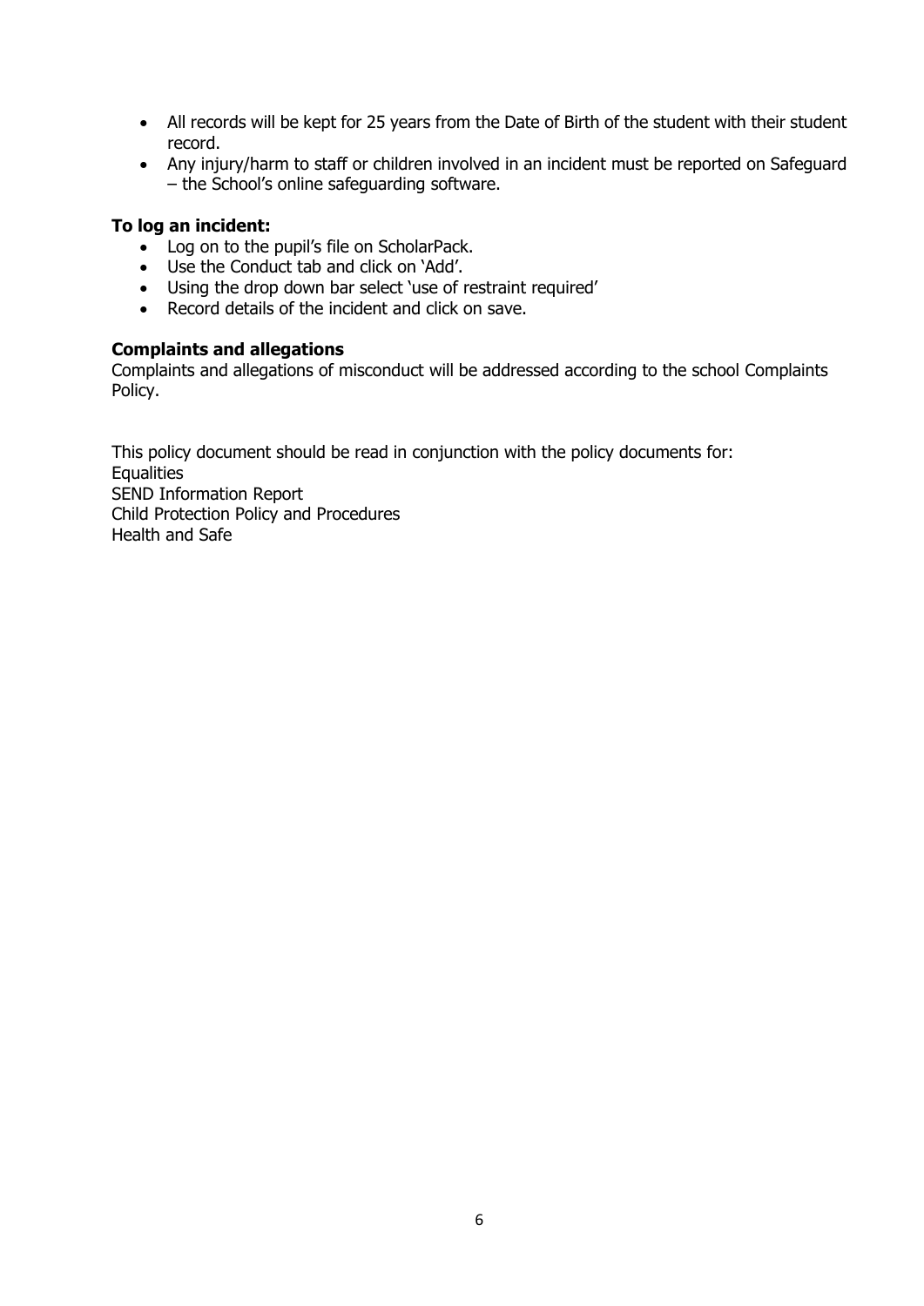- All records will be kept for 25 years from the Date of Birth of the student with their student record.
- Any injury/harm to staff or children involved in an incident must be reported on Safeguard – the School's online safeguarding software.

**To log an incident:**

- Log on to the pupil's file on ScholarPack.
- Use the Conduct tab and click on 'Add'.
- Using the drop down bar select 'use of restraint required'
- Record details of the incident and click on save.

**Complaints and allegations**

Complaints and allegations of misconduct will be addressed according to the school Complaints Policy.

This policy document should be read in conjunction with the policy documents for:
Equalities
SEND Information Report
Child Protection Policy and Procedures
Health and Safe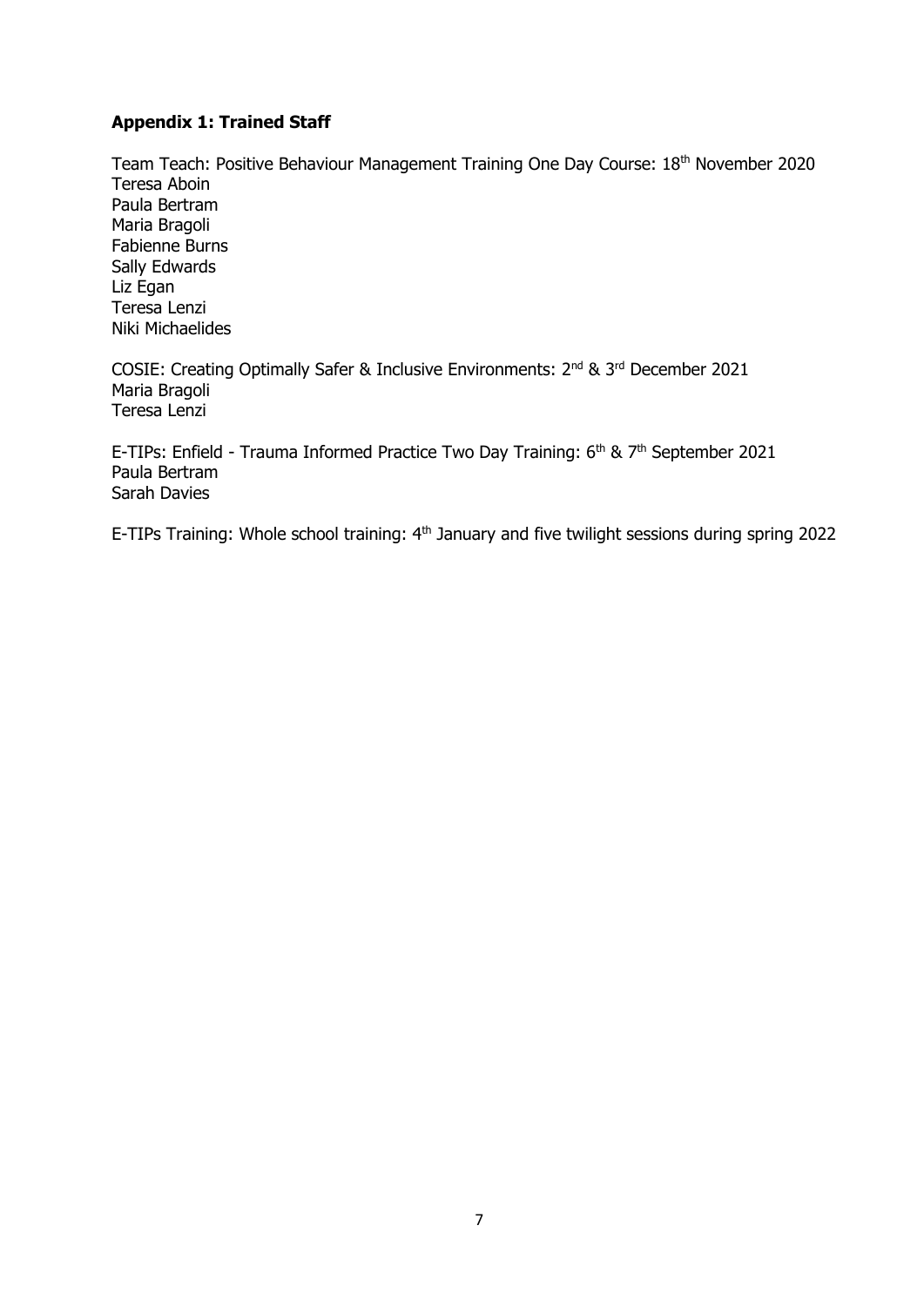**Appendix 1: Trained Staff**

Team Teach: Positive Behaviour Management Training One Day Course: 18th November 2020
Teresa Aboin
Paula Bertram
Maria Bragoli
Fabienne Burns
Sally Edwards
Liz Egan
Teresa Lenzi
Niki Michaelides

COSIE: Creating Optimally Safer & Inclusive Environments: 2nd & 3rd December 2021
Maria Bragoli
Teresa Lenzi

E-TIPs: Enfield - Trauma Informed Practice Two Day Training: 6th & 7th September 2021
Paula Bertram
Sarah Davies

E-TIPs Training: Whole school training: 4th January and five twilight sessions during spring 2022